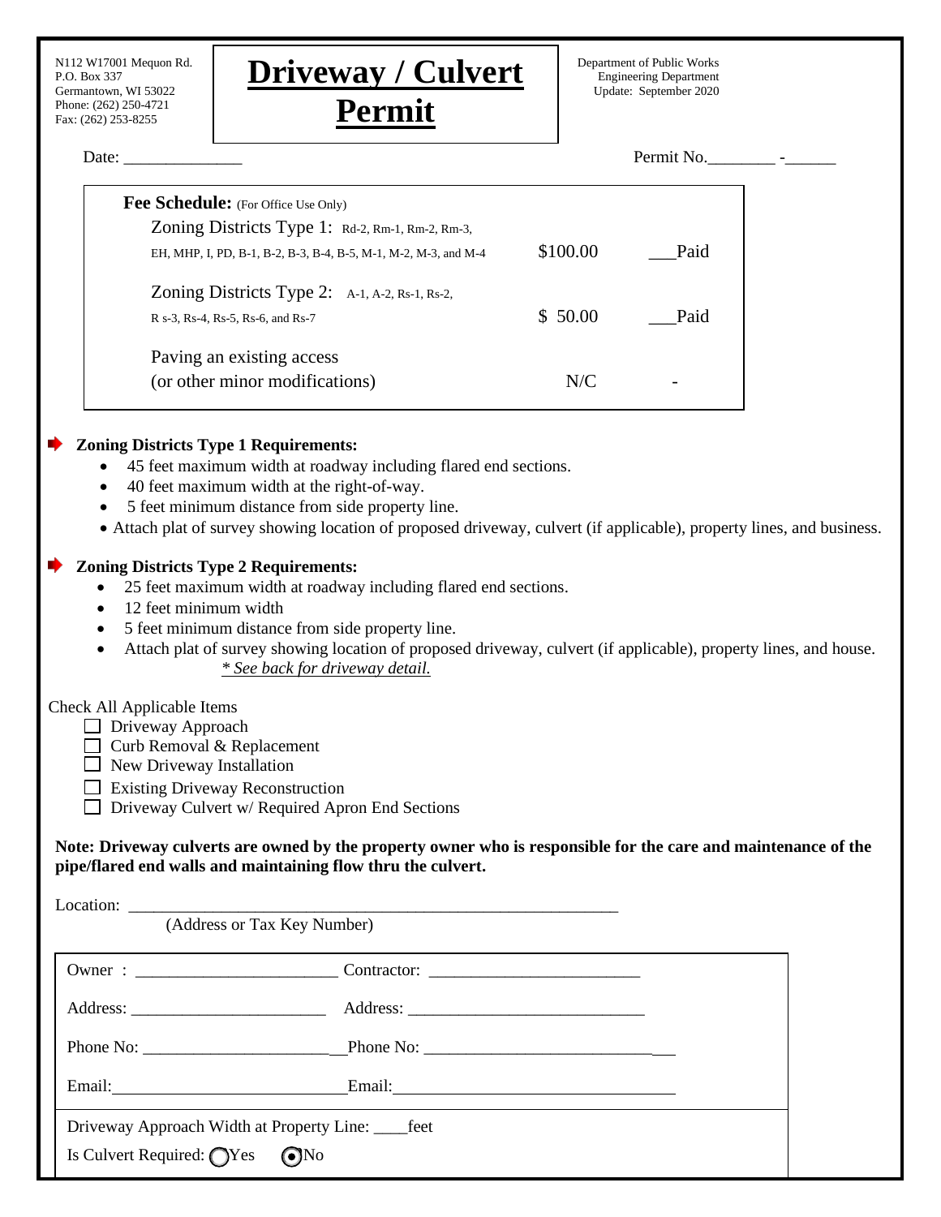N112 W17001 Mequon Rd.
P.O. Box 337
Germantown, WI 53022
Phone: (262) 250-4721
Fax: (262) 253-8255

# Driveway / Culvert Permit

Department of Public Works
Engineering Department
Update: September 2020

Date: ______________ Permit No.________ -______

**Fee Schedule:** (For Office Use Only)

| | | |
|---|---|---|
| Zoning Districts Type 1: Rd-2, Rm-1, Rm-2, Rm-3, EH, MHP, I, PD, B-1, B-2, B-3, B-4, B-5, M-1, M-2, M-3, and M-4 | $100.00 | ___Paid |
| Zoning Districts Type 2: A-1, A-2, Rs-1, Rs-2, R s-3, Rs-4, Rs-5, Rs-6, and Rs-7 | $ 50.00 | ___Paid |
| Paving an existing access (or other minor modifications) | N/C | - |

**Zoning Districts Type 1 Requirements:**

- 45 feet maximum width at roadway including flared end sections.
- 40 feet maximum width at the right-of-way.
- 5 feet minimum distance from side property line.
- Attach plat of survey showing location of proposed driveway, culvert (if applicable), property lines, and business.

**Zoning Districts Type 2 Requirements:**

- 25 feet maximum width at roadway including flared end sections.
- 12 feet minimum width
- 5 feet minimum distance from side property line.
- Attach plat of survey showing location of proposed driveway, culvert (if applicable), property lines, and house.

*\* See back for driveway detail.*

Check All Applicable Items

- ☐ Driveway Approach
- ☐ Curb Removal & Replacement
- ☐ New Driveway Installation
- ☐ Existing Driveway Reconstruction
- ☐ Driveway Culvert w/ Required Apron End Sections

**Note: Driveway culverts are owned by the property owner who is responsible for the care and maintenance of the pipe/flared end walls and maintaining flow thru the culvert.**

Location: ____________________________________________________________
(Address or Tax Key Number)

| | |
|---|---|
| Owner : ________________________ | Contractor: ________________________ |
| Address: ________________________ | Address: ________________________ |
| Phone No: ________________________ | Phone No: ________________________ |
| Email: ________________________ | Email: ________________________ |

Driveway Approach Width at Property Line: ____feet

Is Culvert Required: ○ Yes ◉ No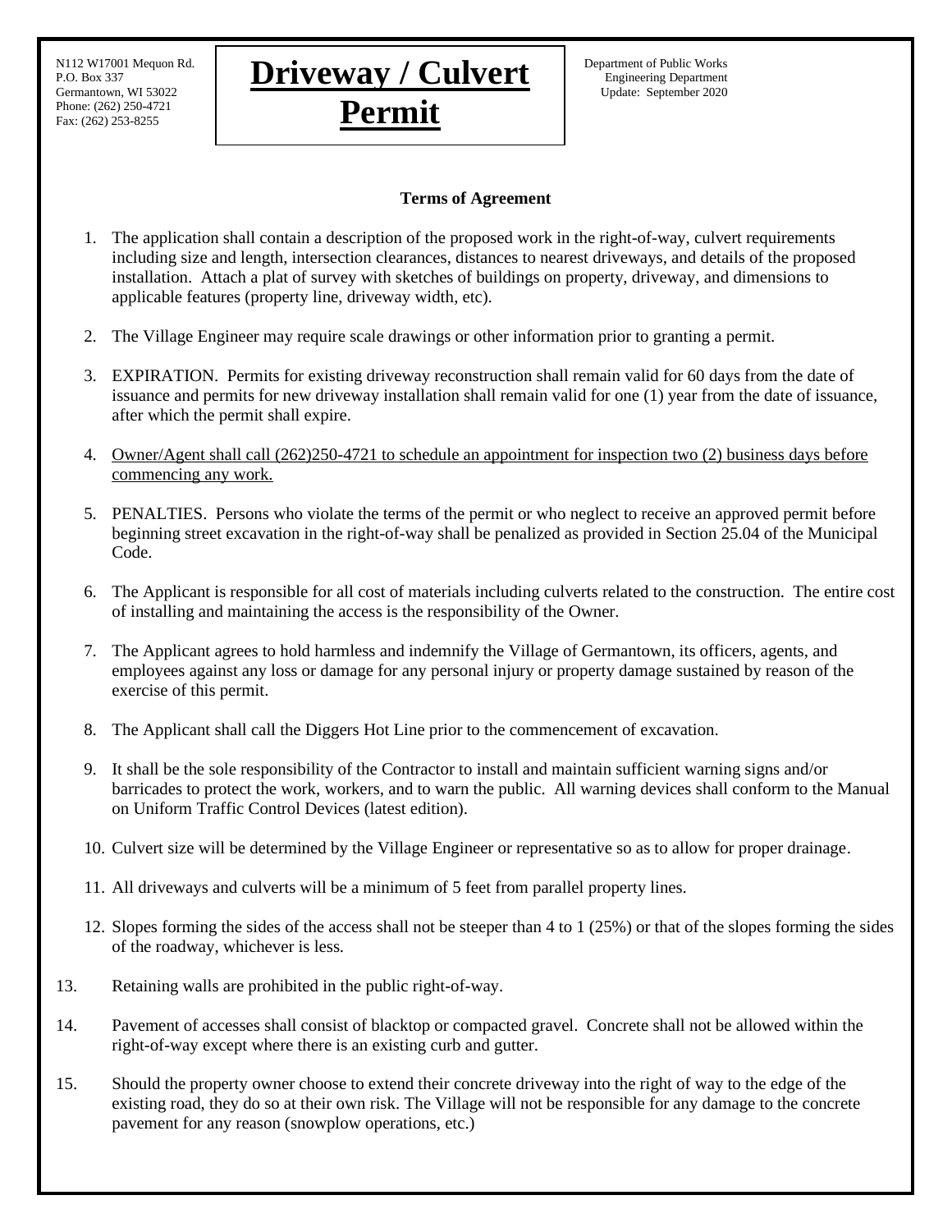N112 W17001 Mequon Rd.
P.O. Box 337
Germantown, WI 53022
Phone: (262) 250-4721
Fax: (262) 253-8255

# Driveway / Culvert Permit

Department of Public Works
Engineering Department
Update: September 2020

**Terms of Agreement**

1. The application shall contain a description of the proposed work in the right-of-way, culvert requirements including size and length, intersection clearances, distances to nearest driveways, and details of the proposed installation. Attach a plat of survey with sketches of buildings on property, driveway, and dimensions to applicable features (property line, driveway width, etc).
2. The Village Engineer may require scale drawings or other information prior to granting a permit.
3. EXPIRATION. Permits for existing driveway reconstruction shall remain valid for 60 days from the date of issuance and permits for new driveway installation shall remain valid for one (1) year from the date of issuance, after which the permit shall expire.
4. Owner/Agent shall call (262)250-4721 to schedule an appointment for inspection two (2) business days before commencing any work.
5. PENALTIES. Persons who violate the terms of the permit or who neglect to receive an approved permit before beginning street excavation in the right-of-way shall be penalized as provided in Section 25.04 of the Municipal Code.
6. The Applicant is responsible for all cost of materials including culverts related to the construction. The entire cost of installing and maintaining the access is the responsibility of the Owner.
7. The Applicant agrees to hold harmless and indemnify the Village of Germantown, its officers, agents, and employees against any loss or damage for any personal injury or property damage sustained by reason of the exercise of this permit.
8. The Applicant shall call the Diggers Hot Line prior to the commencement of excavation.
9. It shall be the sole responsibility of the Contractor to install and maintain sufficient warning signs and/or barricades to protect the work, workers, and to warn the public. All warning devices shall conform to the Manual on Uniform Traffic Control Devices (latest edition).
10. Culvert size will be determined by the Village Engineer or representative so as to allow for proper drainage.
11. All driveways and culverts will be a minimum of 5 feet from parallel property lines.
12. Slopes forming the sides of the access shall not be steeper than 4 to 1 (25%) or that of the slopes forming the sides of the roadway, whichever is less.
13. Retaining walls are prohibited in the public right-of-way.
14. Pavement of accesses shall consist of blacktop or compacted gravel. Concrete shall not be allowed within the right-of-way except where there is an existing curb and gutter.
15. Should the property owner choose to extend their concrete driveway into the right of way to the edge of the existing road, they do so at their own risk. The Village will not be responsible for any damage to the concrete pavement for any reason (snowplow operations, etc.)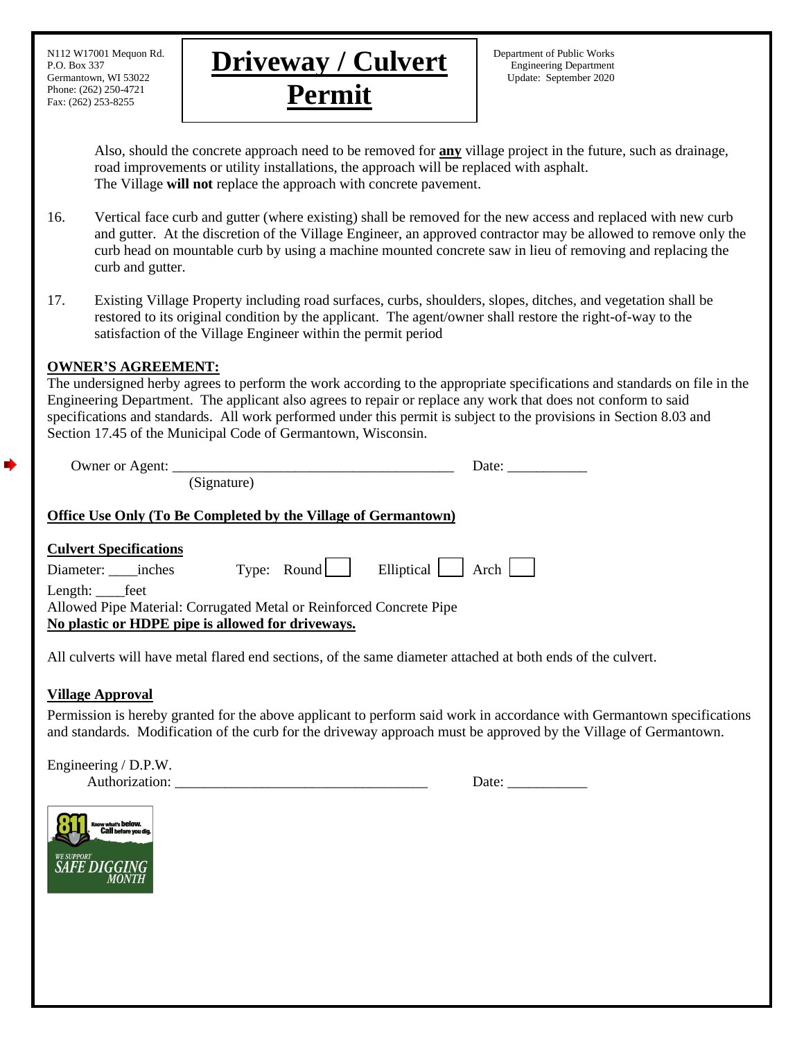Also, should the concrete approach need to be removed for **any** village project in the future, such as drainage, road improvements or utility installations, the approach will be replaced with asphalt. The Village **will not** replace the approach with concrete pavement.

16. Vertical face curb and gutter (where existing) shall be removed for the new access and replaced with new curb and gutter. At the discretion of the Village Engineer, an approved contractor may be allowed to remove only the curb head on mountable curb by using a machine mounted concrete saw in lieu of removing and replacing the curb and gutter.

17. Existing Village Property including road surfaces, curbs, shoulders, slopes, ditches, and vegetation shall be restored to its original condition by the applicant. The agent/owner shall restore the right-of-way to the satisfaction of the Village Engineer within the permit period

**OWNER'S AGREEMENT:**

The undersigned herby agrees to perform the work according to the appropriate specifications and standards on file in the Engineering Department. The applicant also agrees to repair or replace any work that does not conform to said specifications and standards. All work performed under this permit is subject to the provisions in Section 8.03 and Section 17.45 of the Municipal Code of Germantown, Wisconsin.

Owner or Agent: ________________________________________ Date: ___________
(Signature)

**Office Use Only (To Be Completed by the Village of Germantown)**

**Culvert Specifications**

Diameter: ____inches Type: Round ☐ Elliptical ☐ Arch ☐

Length: ____feet

Allowed Pipe Material: Corrugated Metal or Reinforced Concrete Pipe

**No plastic or HDPE pipe is allowed for driveways.**

All culverts will have metal flared end sections, of the same diameter attached at both ends of the culvert.

**Village Approval**

Permission is hereby granted for the above applicant to perform said work in accordance with Germantown specifications and standards. Modification of the curb for the driveway approach must be approved by the Village of Germantown.

Engineering / D.P.W.
Authorization: ____________________________________ Date: ___________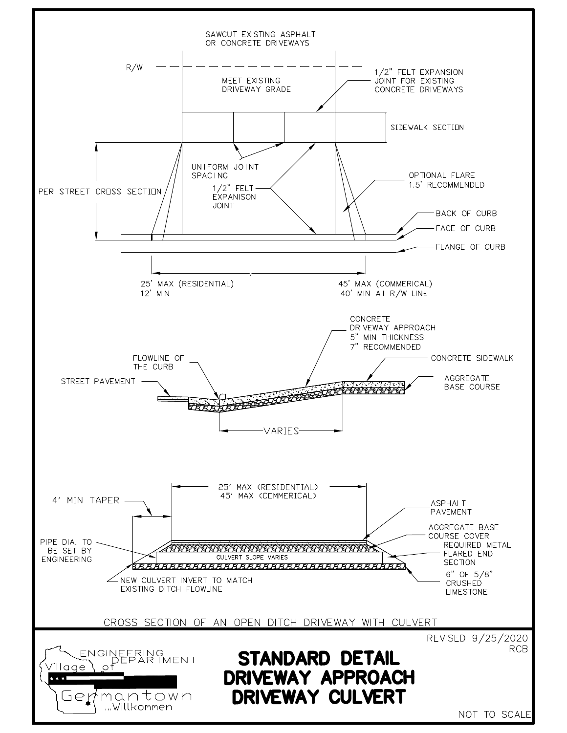SAWCUT EXISTING ASPHALT
OR CONCRETE DRIVEWAYS

R/W

MEET EXISTING
DRIVEWAY GRADE

1/2" FELT EXPANSION
JOINT FOR EXISTING
CONCRETE DRIVEWAYS

SIDEWALK SECTION

UNIFORM JOINT
SPACING

PER STREET CROSS SECTION

1/2" FELT
EXPANISON
JOINT

OPTIONAL FLARE
1.5' RECOMMENDED

BACK OF CURB

FACE OF CURB

FLANGE OF CURB

25' MAX (RESIDENTIAL)
12' MIN

45' MAX (COMMERICAL)
40' MIN AT R/W LINE

CONCRETE
DRIVEWAY APPROACH
5" MIN THICKNESS
7" RECOMMENDED

FLOWLINE OF
THE CURB

CONCRETE SIDEWALK

STREET PAVEMENT

AGGREGATE
BASE COURSE

VARIES

25' MAX (RESIDENTIAL)
45' MAX (COMMERICAL)

4' MIN TAPER

ASPHALT
PAVEMENT

AGGREGATE BASE
COURSE COVER

PIPE DIA. TO
BE SET BY
ENGINEERING

CULVERT SLOPE VARIES

REQUIRED METAL
FLARED END
SECTION

NEW CULVERT INVERT TO MATCH
EXISTING DITCH FLOWLINE

6" OF 5/8"
CRUSHED
LIMESTONE

CROSS SECTION OF AN OPEN DITCH DRIVEWAY WITH CULVERT

ENGINEERING DEPARTMENT
Village of Germantown
...Willkommen

# STANDARD DETAIL
# DRIVEWAY APPROACH
# DRIVEWAY CULVERT

REVISED 9/25/2020
RCB

NOT TO SCALE